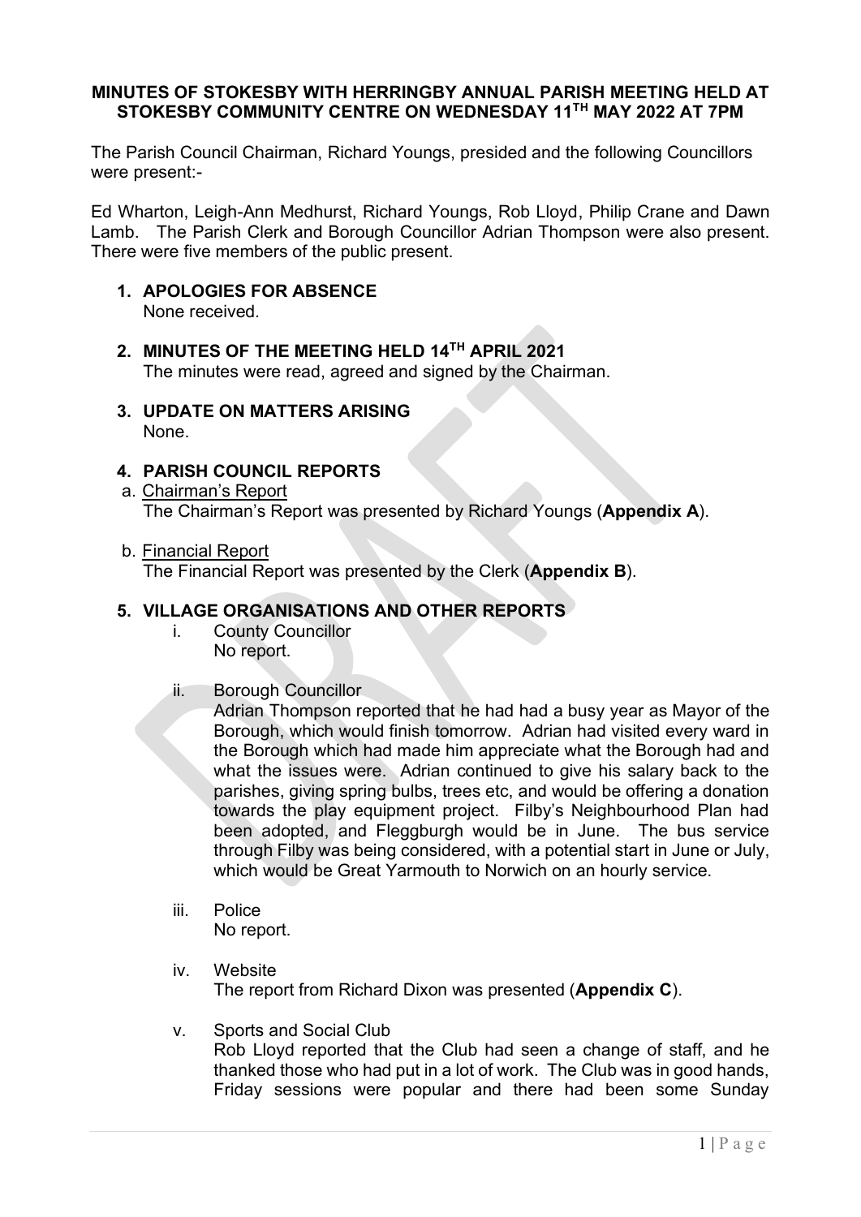# MINUTES OF STOKESBY WITH HERRINGBY ANNUAL PARISH MEETING HELD AT STOKESBY COMMUNITY CENTRE ON WEDNESDAY 11TH MAY 2022 AT 7PM

The Parish Council Chairman, Richard Youngs, presided and the following Councillors were present:-

Ed Wharton, Leigh-Ann Medhurst, Richard Youngs, Rob Lloyd, Philip Crane and Dawn Lamb. The Parish Clerk and Borough Councillor Adrian Thompson were also present. There were five members of the public present.

1. **APOLOGIES FOR ABSENCE**
   None received.

2. **MINUTES OF THE MEETING HELD 14TH APRIL 2021**
   The minutes were read, agreed and signed by the Chairman.

3. **UPDATE ON MATTERS ARISING**
   None.

4. **PARISH COUNCIL REPORTS**

   a. Chairman's Report
   The Chairman's Report was presented by Richard Youngs (**Appendix A**).

   b. Financial Report
   The Financial Report was presented by the Clerk (**Appendix B**).

5. **VILLAGE ORGANISATIONS AND OTHER REPORTS**

   i. County Councillor
   No report.

   ii. Borough Councillor
   Adrian Thompson reported that he had had a busy year as Mayor of the Borough, which would finish tomorrow. Adrian had visited every ward in the Borough which had made him appreciate what the Borough had and what the issues were. Adrian continued to give his salary back to the parishes, giving spring bulbs, trees etc, and would be offering a donation towards the play equipment project. Filby's Neighbourhood Plan had been adopted, and Fleggburgh would be in June. The bus service through Filby was being considered, with a potential start in June or July, which would be Great Yarmouth to Norwich on an hourly service.

   iii. Police
   No report.

   iv. Website
   The report from Richard Dixon was presented (**Appendix C**).

   v. Sports and Social Club
   Rob Lloyd reported that the Club had seen a change of staff, and he thanked those who had put in a lot of work. The Club was in good hands, Friday sessions were popular and there had been some Sunday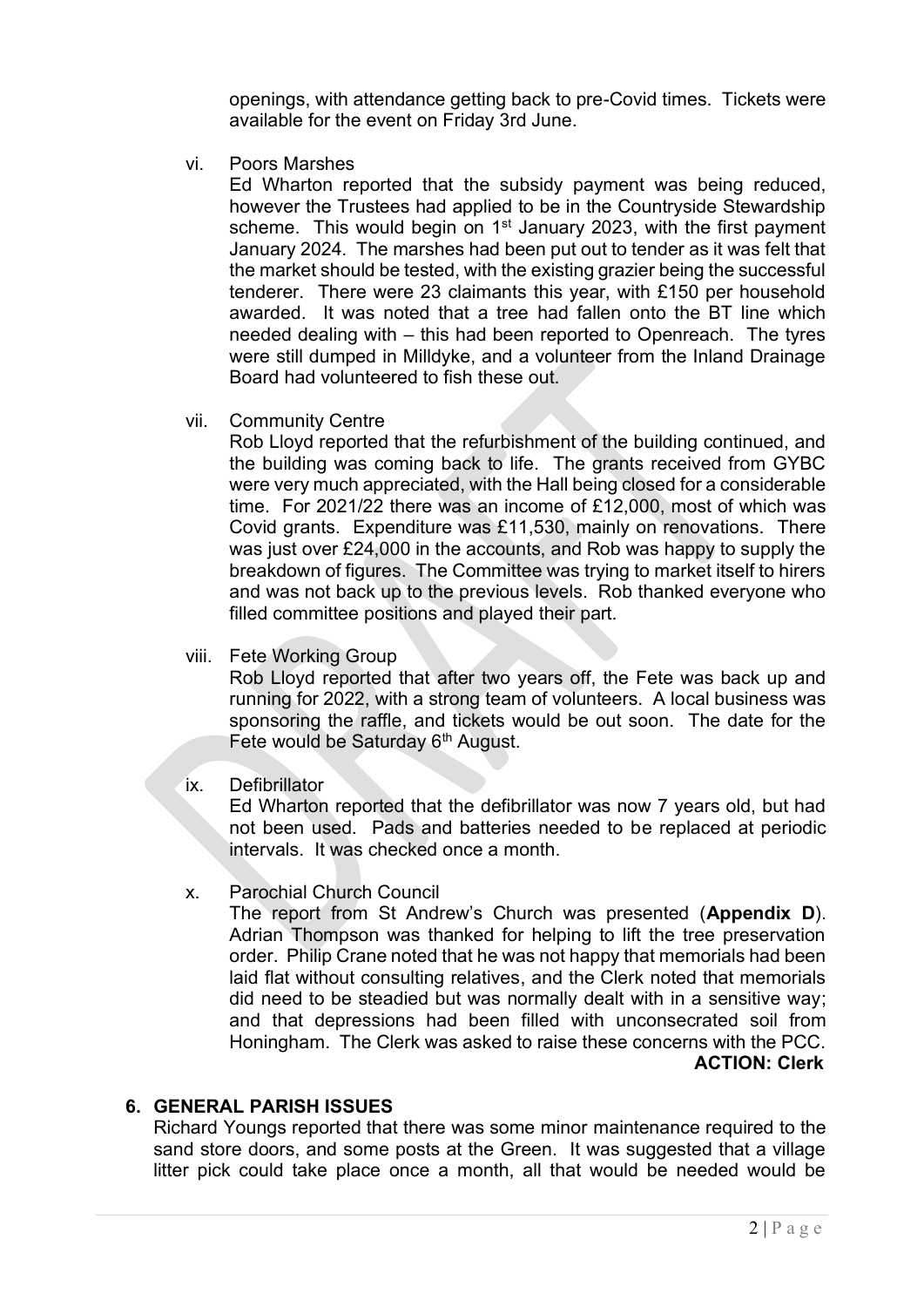openings, with attendance getting back to pre-Covid times. Tickets were available for the event on Friday 3rd June.

vi. Poors Marshes

Ed Wharton reported that the subsidy payment was being reduced, however the Trustees had applied to be in the Countryside Stewardship scheme. This would begin on 1st January 2023, with the first payment January 2024. The marshes had been put out to tender as it was felt that the market should be tested, with the existing grazier being the successful tenderer. There were 23 claimants this year, with £150 per household awarded. It was noted that a tree had fallen onto the BT line which needed dealing with – this had been reported to Openreach. The tyres were still dumped in Milldyke, and a volunteer from the Inland Drainage Board had volunteered to fish these out.

vii. Community Centre

Rob Lloyd reported that the refurbishment of the building continued, and the building was coming back to life. The grants received from GYBC were very much appreciated, with the Hall being closed for a considerable time. For 2021/22 there was an income of £12,000, most of which was Covid grants. Expenditure was £11,530, mainly on renovations. There was just over £24,000 in the accounts, and Rob was happy to supply the breakdown of figures. The Committee was trying to market itself to hirers and was not back up to the previous levels. Rob thanked everyone who filled committee positions and played their part.

viii. Fete Working Group

Rob Lloyd reported that after two years off, the Fete was back up and running for 2022, with a strong team of volunteers. A local business was sponsoring the raffle, and tickets would be out soon. The date for the Fete would be Saturday 6th August.

ix. Defibrillator

Ed Wharton reported that the defibrillator was now 7 years old, but had not been used. Pads and batteries needed to be replaced at periodic intervals. It was checked once a month.

x. Parochial Church Council

The report from St Andrew's Church was presented (**Appendix D**). Adrian Thompson was thanked for helping to lift the tree preservation order. Philip Crane noted that he was not happy that memorials had been laid flat without consulting relatives, and the Clerk noted that memorials did need to be steadied but was normally dealt with in a sensitive way; and that depressions had been filled with unconsecrated soil from Honingham. The Clerk was asked to raise these concerns with the PCC.

**ACTION: Clerk**

## 6. GENERAL PARISH ISSUES

Richard Youngs reported that there was some minor maintenance required to the sand store doors, and some posts at the Green. It was suggested that a village litter pick could take place once a month, all that would be needed would be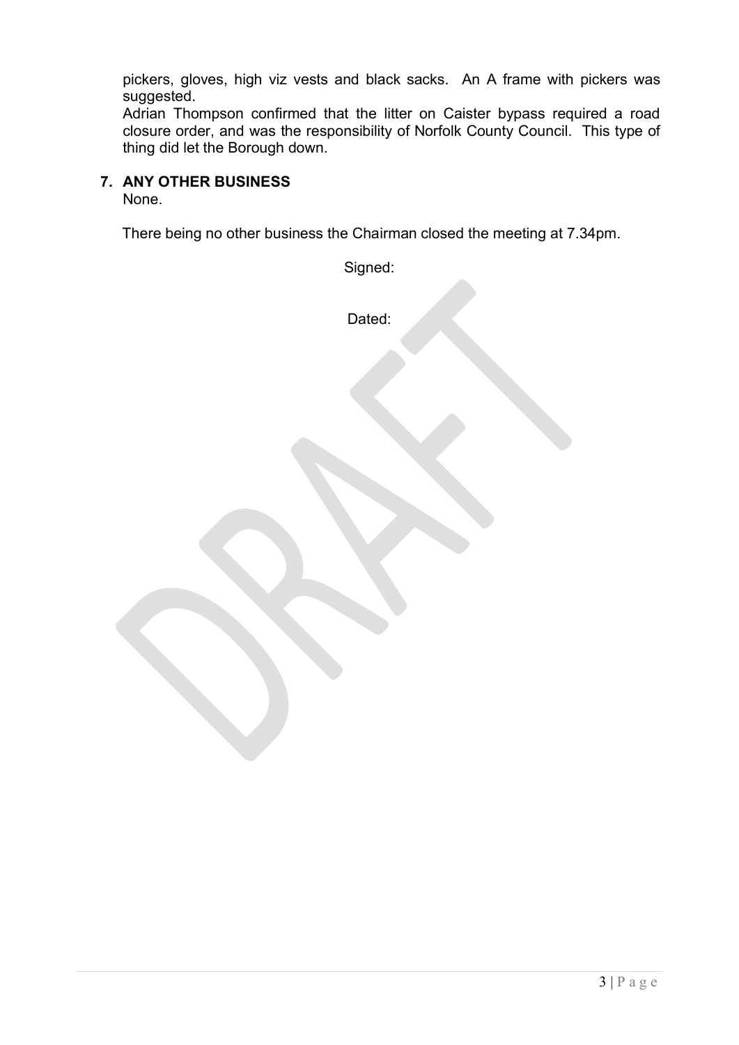pickers, gloves, high viz vests and black sacks. An A frame with pickers was suggested.

Adrian Thompson confirmed that the litter on Caister bypass required a road closure order, and was the responsibility of Norfolk County Council. This type of thing did let the Borough down.

**7. ANY OTHER BUSINESS**

None.

There being no other business the Chairman closed the meeting at 7.34pm.

Signed:

Dated: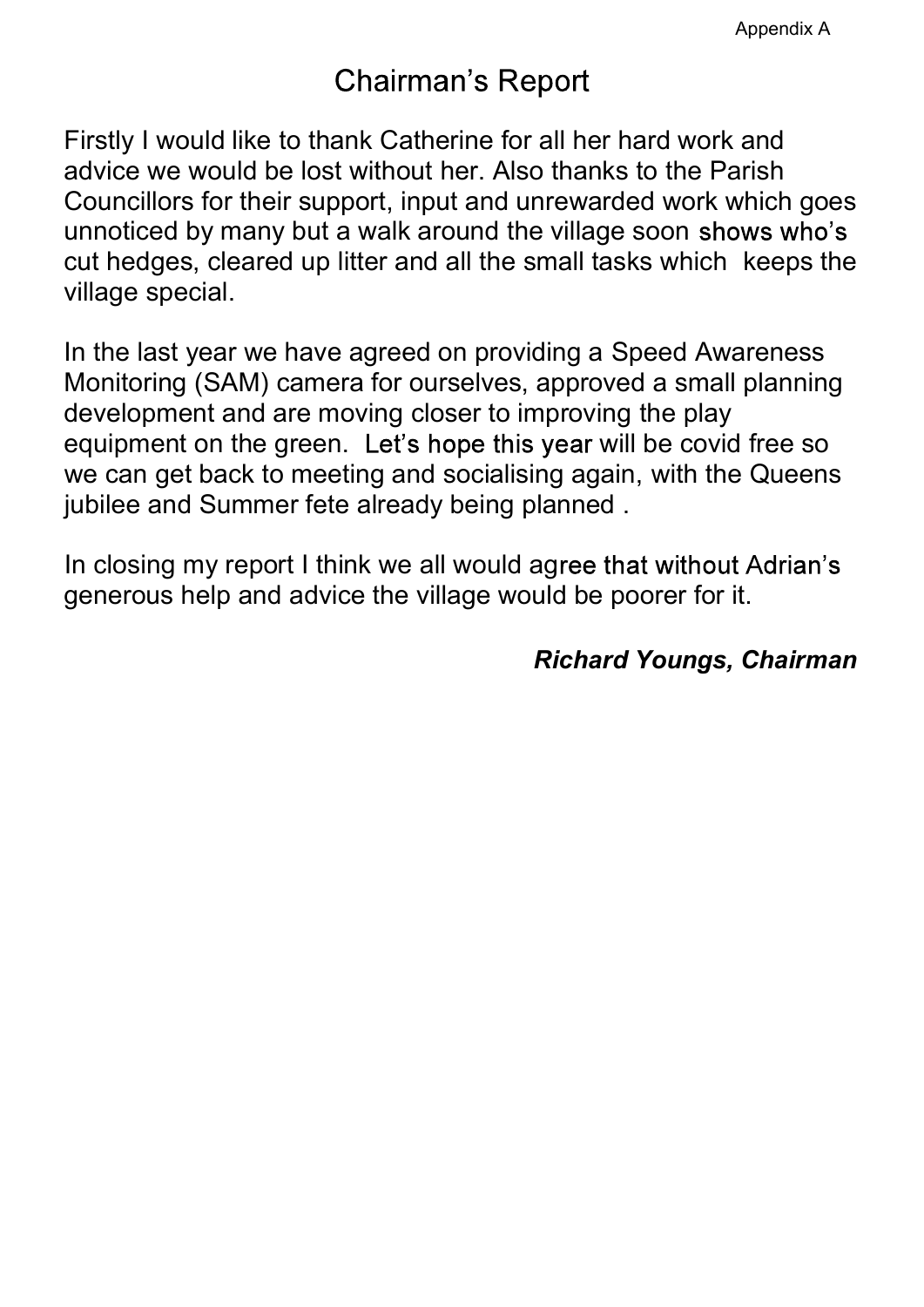Appendix A

# Chairman's Report

Firstly I would like to thank Catherine for all her hard work and advice we would be lost without her. Also thanks to the Parish Councillors for their support, input and unrewarded work which goes unnoticed by many but a walk around the village soon shows who's cut hedges, cleared up litter and all the small tasks which  keeps the village special.

In the last year we have agreed on providing a Speed Awareness Monitoring (SAM) camera for ourselves, approved a small planning development and are moving closer to improving the play equipment on the green.  Let's hope this year will be covid free so we can get back to meeting and socialising again, with the Queens jubilee and Summer fete already being planned .

In closing my report I think we all would agree that without Adrian's generous help and advice the village would be poorer for it.

***Richard Youngs, Chairman***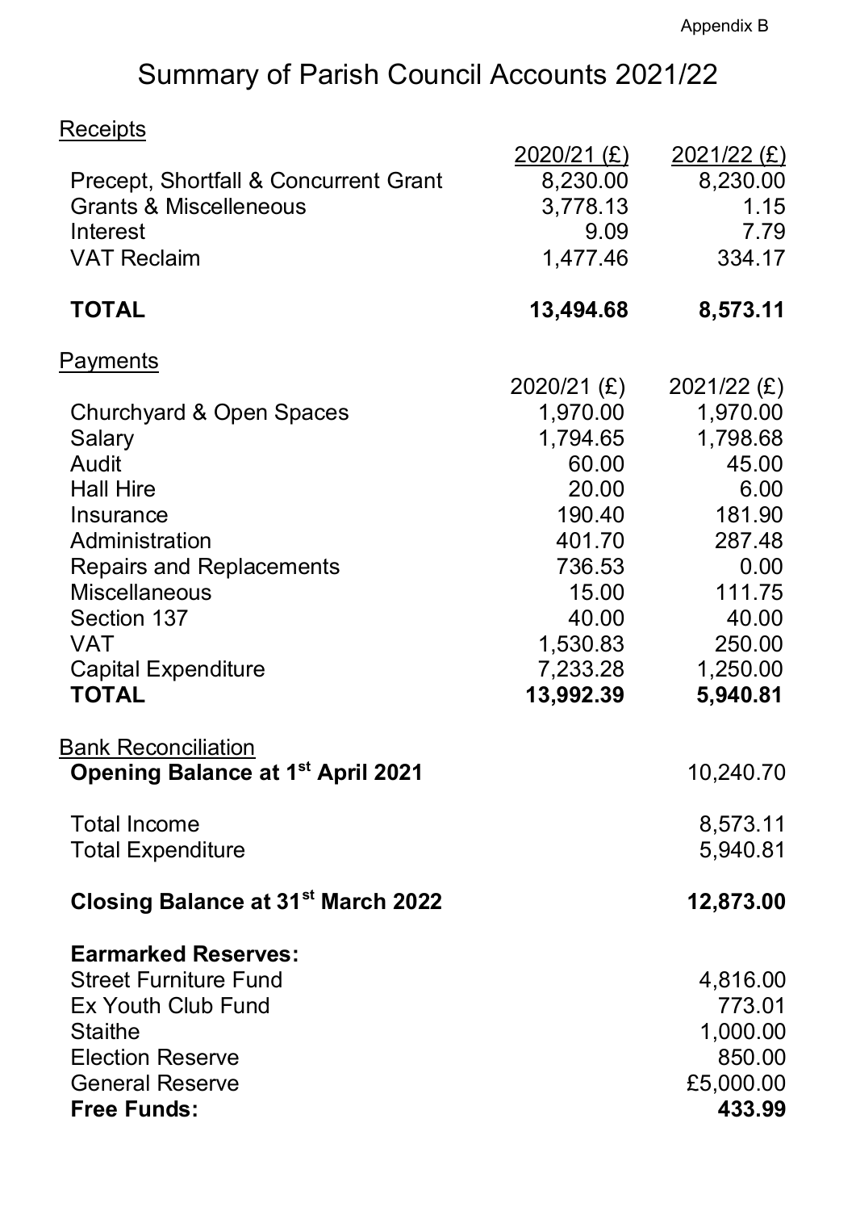Appendix B

# Summary of Parish Council Accounts 2021/22

## Receipts

| | 2020/21 (£) | 2021/22 (£) |
|---|---|---|
| Precept, Shortfall & Concurrent Grant | 8,230.00 | 8,230.00 |
| Grants & Miscelleneous | 3,778.13 | 1.15 |
| Interest | 9.09 | 7.79 |
| VAT Reclaim | 1,477.46 | 334.17 |
| **TOTAL** | **13,494.68** | **8,573.11** |

## Payments

| | 2020/21 (£) | 2021/22 (£) |
|---|---|---|
| Churchyard & Open Spaces | 1,970.00 | 1,970.00 |
| Salary | 1,794.65 | 1,798.68 |
| Audit | 60.00 | 45.00 |
| Hall Hire | 20.00 | 6.00 |
| Insurance | 190.40 | 181.90 |
| Administration | 401.70 | 287.48 |
| Repairs and Replacements | 736.53 | 0.00 |
| Miscellaneous | 15.00 | 111.75 |
| Section 137 | 40.00 | 40.00 |
| VAT | 1,530.83 | 250.00 |
| Capital Expenditure | 7,233.28 | 1,250.00 |
| **TOTAL** | **13,992.39** | **5,940.81** |

## Bank Reconciliation

| | |
|---|---|
| **Opening Balance at 1st April 2021** | 10,240.70 |
| Total Income | 8,573.11 |
| Total Expenditure | 5,940.81 |
| **Closing Balance at 31st March 2022** | **12,873.00** |
| **Earmarked Reserves:** | |
| Street Furniture Fund | 4,816.00 |
| Ex Youth Club Fund | 773.01 |
| Staithe | 1,000.00 |
| Election Reserve | 850.00 |
| General Reserve | £5,000.00 |
| **Free Funds:** | **433.99** |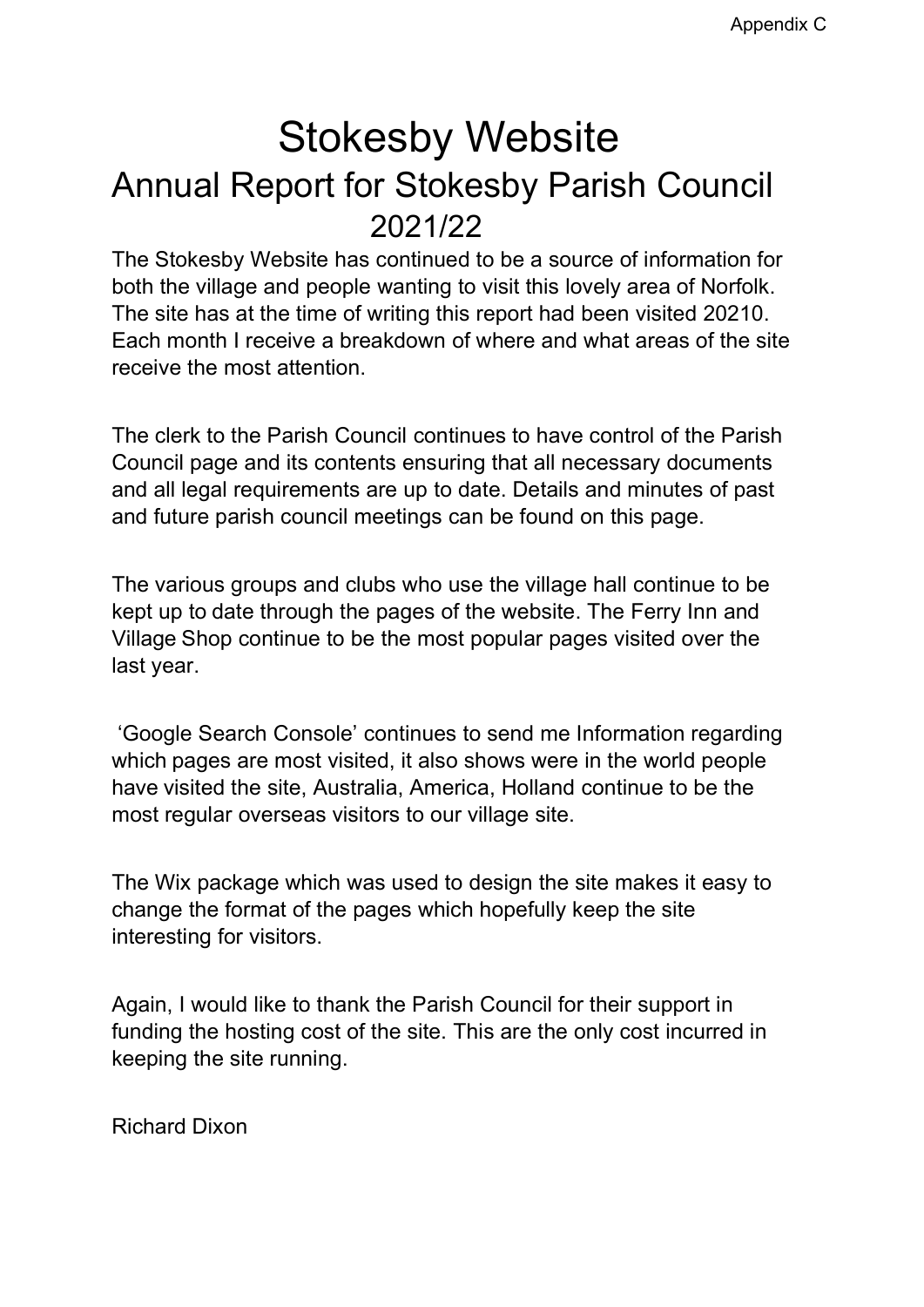Appendix C

# Stokesby Website

## Annual Report for Stokesby Parish Council

## 2021/22

The Stokesby Website has continued to be a source of information for both the village and people wanting to visit this lovely area of Norfolk. The site has at the time of writing this report had been visited 20210. Each month I receive a breakdown of where and what areas of the site receive the most attention.

The clerk to the Parish Council continues to have control of the Parish Council page and its contents ensuring that all necessary documents and all legal requirements are up to date. Details and minutes of past and future parish council meetings can be found on this page.

The various groups and clubs who use the village hall continue to be kept up to date through the pages of the website. The Ferry Inn and Village Shop continue to be the most popular pages visited over the last year.

'Google Search Console' continues to send me Information regarding which pages are most visited, it also shows were in the world people have visited the site, Australia, America, Holland continue to be the most regular overseas visitors to our village site.

The Wix package which was used to design the site makes it easy to change the format of the pages which hopefully keep the site interesting for visitors.

Again, I would like to thank the Parish Council for their support in funding the hosting cost of the site. This are the only cost incurred in keeping the site running.

Richard Dixon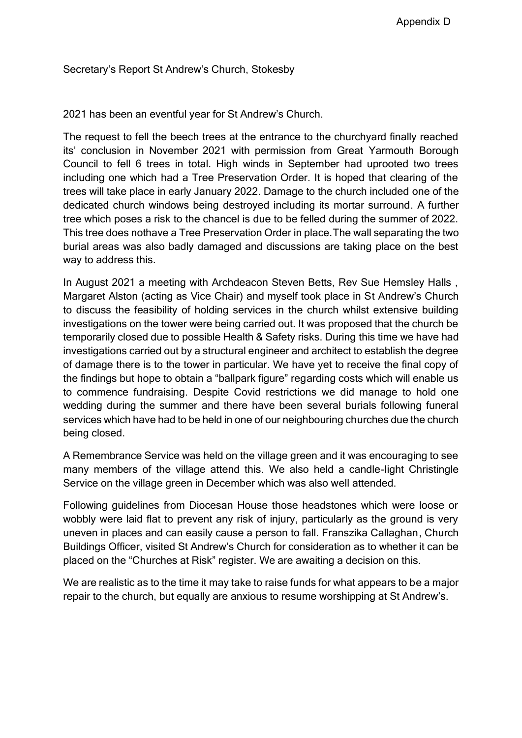Appendix D

Secretary's Report St Andrew's Church, Stokesby

2021 has been an eventful year for St Andrew's Church.

The request to fell the beech trees at the entrance to the churchyard finally reached its' conclusion in November 2021 with permission from Great Yarmouth Borough Council to fell 6 trees in total. High winds in September had uprooted two trees including one which had a Tree Preservation Order. It is hoped that clearing of the trees will take place in early January 2022. Damage to the church included one of the dedicated church windows being destroyed including its mortar surround. A further tree which poses a risk to the chancel is due to be felled during the summer of 2022. This tree does nothave a Tree Preservation Order in place.The wall separating the two burial areas was also badly damaged and discussions are taking place on the best way to address this.

In August 2021 a meeting with Archdeacon Steven Betts, Rev Sue Hemsley Halls , Margaret Alston (acting as Vice Chair) and myself took place in St Andrew's Church to discuss the feasibility of holding services in the church whilst extensive building investigations on the tower were being carried out. It was proposed that the church be temporarily closed due to possible Health & Safety risks. During this time we have had investigations carried out by a structural engineer and architect to establish the degree of damage there is to the tower in particular. We have yet to receive the final copy of the findings but hope to obtain a "ballpark figure" regarding costs which will enable us to commence fundraising. Despite Covid restrictions we did manage to hold one wedding during the summer and there have been several burials following funeral services which have had to be held in one of our neighbouring churches due the church being closed.

A Remembrance Service was held on the village green and it was encouraging to see many members of the village attend this. We also held a candle-light Christingle Service on the village green in December which was also well attended.

Following guidelines from Diocesan House those headstones which were loose or wobbly were laid flat to prevent any risk of injury, particularly as the ground is very uneven in places and can easily cause a person to fall. Franszika Callaghan, Church Buildings Officer, visited St Andrew's Church for consideration as to whether it can be placed on the "Churches at Risk" register. We are awaiting a decision on this.

We are realistic as to the time it may take to raise funds for what appears to be a major repair to the church, but equally are anxious to resume worshipping at St Andrew's.